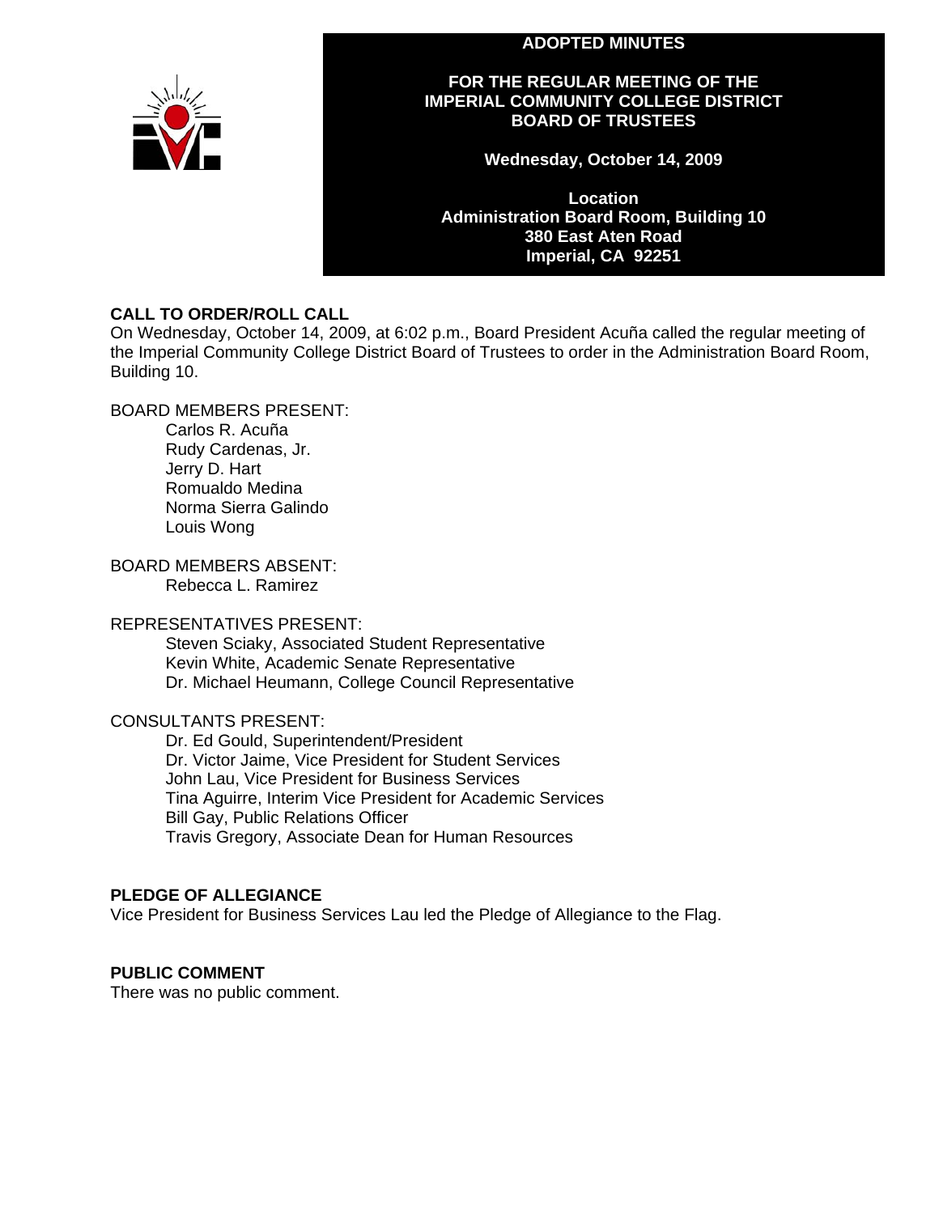# ADOPTED MINUTES

## FOR THE REGULAR MEETING OF THE IMPERIAL COMMUNITY COLLEGE DISTRICT BOARD OF TRUSTEES

**Wednesday, October 14, 2009**

**Location**
**Administration Board Room, Building 10**
**380 East Aten Road**
**Imperial, CA 92251**

### CALL TO ORDER/ROLL CALL

On Wednesday, October 14, 2009, at 6:02 p.m., Board President Acuña called the regular meeting of the Imperial Community College District Board of Trustees to order in the Administration Board Room, Building 10.

BOARD MEMBERS PRESENT:

- Carlos R. Acuña
- Rudy Cardenas, Jr.
- Jerry D. Hart
- Romualdo Medina
- Norma Sierra Galindo
- Louis Wong

BOARD MEMBERS ABSENT:

- Rebecca L. Ramirez

REPRESENTATIVES PRESENT:

- Steven Sciaky, Associated Student Representative
- Kevin White, Academic Senate Representative
- Dr. Michael Heumann, College Council Representative

CONSULTANTS PRESENT:

- Dr. Ed Gould, Superintendent/President
- Dr. Victor Jaime, Vice President for Student Services
- John Lau, Vice President for Business Services
- Tina Aguirre, Interim Vice President for Academic Services
- Bill Gay, Public Relations Officer
- Travis Gregory, Associate Dean for Human Resources

### PLEDGE OF ALLEGIANCE

Vice President for Business Services Lau led the Pledge of Allegiance to the Flag.

### PUBLIC COMMENT

There was no public comment.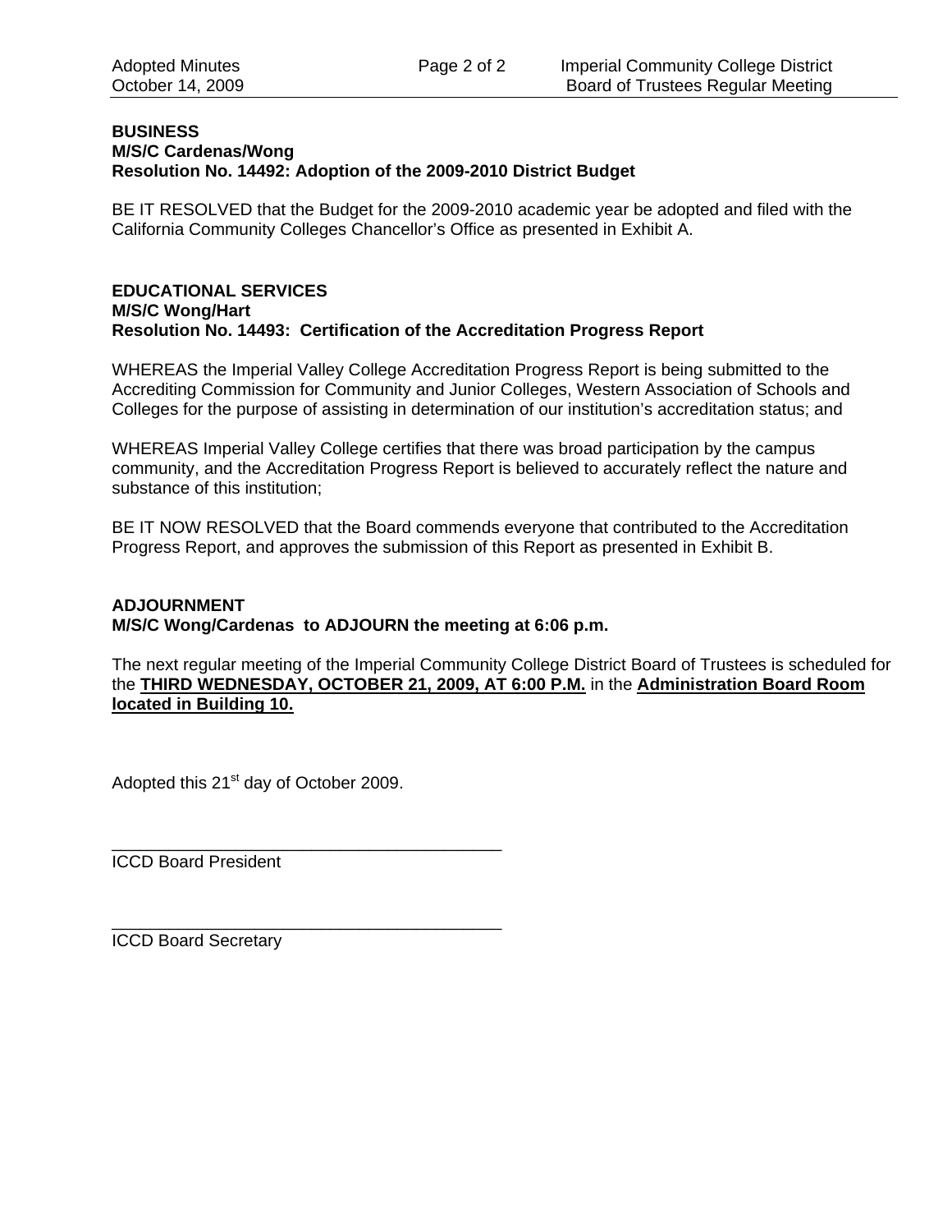**BUSINESS**
**M/S/C Cardenas/Wong**
**Resolution No. 14492: Adoption of the 2009-2010 District Budget**

BE IT RESOLVED that the Budget for the 2009-2010 academic year be adopted and filed with the California Community Colleges Chancellor's Office as presented in Exhibit A.

**EDUCATIONAL SERVICES**
**M/S/C Wong/Hart**
**Resolution No. 14493: Certification of the Accreditation Progress Report**

WHEREAS the Imperial Valley College Accreditation Progress Report is being submitted to the Accrediting Commission for Community and Junior Colleges, Western Association of Schools and Colleges for the purpose of assisting in determination of our institution's accreditation status; and

WHEREAS Imperial Valley College certifies that there was broad participation by the campus community, and the Accreditation Progress Report is believed to accurately reflect the nature and substance of this institution;

BE IT NOW RESOLVED that the Board commends everyone that contributed to the Accreditation Progress Report, and approves the submission of this Report as presented in Exhibit B.

**ADJOURNMENT**
**M/S/C Wong/Cardenas to ADJOURN the meeting at 6:06 p.m.**

The next regular meeting of the Imperial Community College District Board of Trustees is scheduled for the **THIRD WEDNESDAY, OCTOBER 21, 2009, AT 6:00 P.M.** in the **Administration Board Room located in Building 10.**

Adopted this 21st day of October 2009.

\_\_\_\_\_\_\_\_\_\_\_\_\_\_\_\_\_\_\_\_\_\_\_\_\_\_\_\_\_\_\_\_\_\_\_\_\_\_\_\_\_\_
ICCD Board President

\_\_\_\_\_\_\_\_\_\_\_\_\_\_\_\_\_\_\_\_\_\_\_\_\_\_\_\_\_\_\_\_\_\_\_\_\_\_\_\_\_\_
ICCD Board Secretary